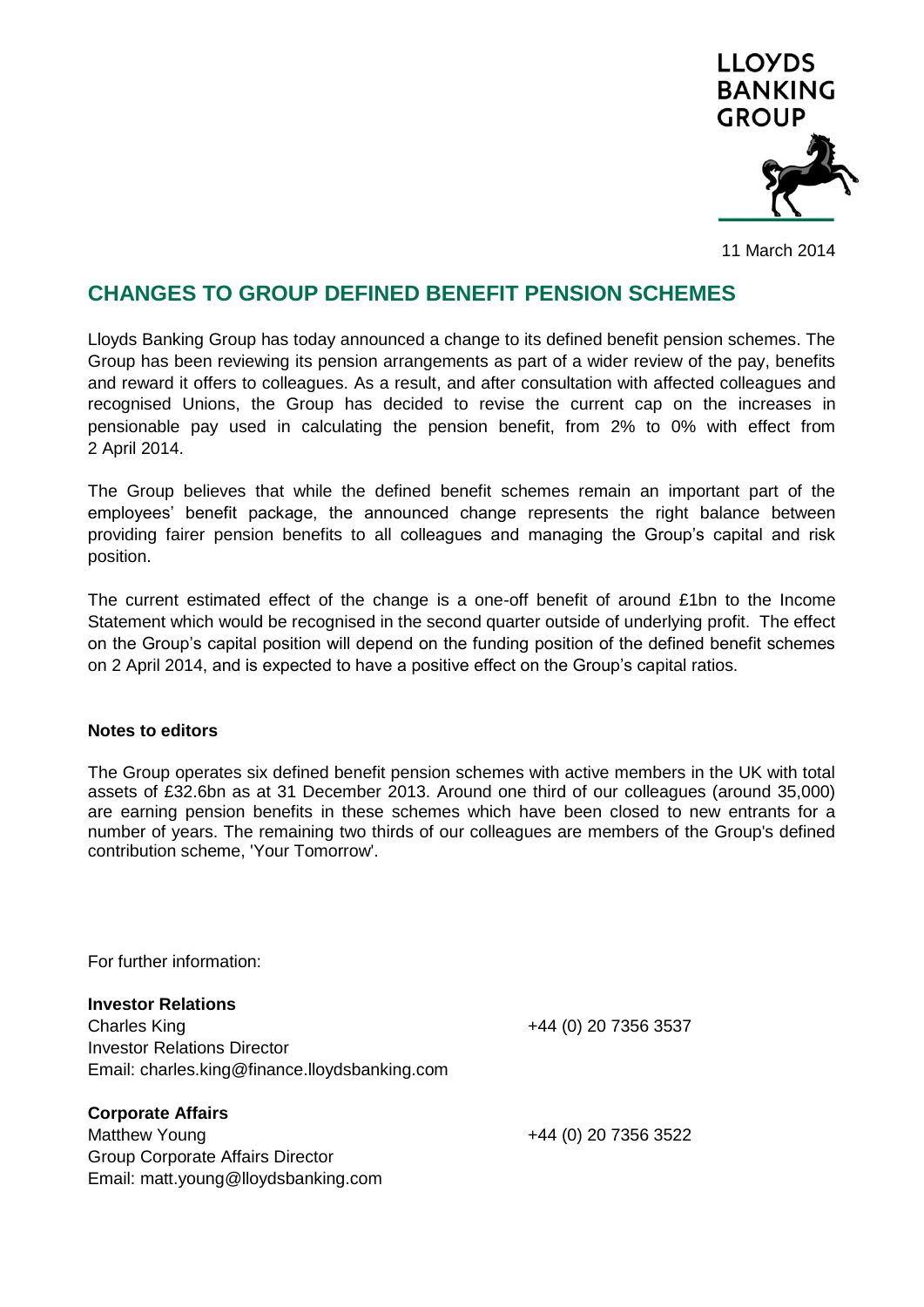LLOYDS BANKING GROUP

11 March 2014

# CHANGES TO GROUP DEFINED BENEFIT PENSION SCHEMES

Lloyds Banking Group has today announced a change to its defined benefit pension schemes. The Group has been reviewing its pension arrangements as part of a wider review of the pay, benefits and reward it offers to colleagues. As a result, and after consultation with affected colleagues and recognised Unions, the Group has decided to revise the current cap on the increases in pensionable pay used in calculating the pension benefit, from 2% to 0% with effect from 2 April 2014.

The Group believes that while the defined benefit schemes remain an important part of the employees' benefit package, the announced change represents the right balance between providing fairer pension benefits to all colleagues and managing the Group's capital and risk position.

The current estimated effect of the change is a one-off benefit of around £1bn to the Income Statement which would be recognised in the second quarter outside of underlying profit. The effect on the Group's capital position will depend on the funding position of the defined benefit schemes on 2 April 2014, and is expected to have a positive effect on the Group's capital ratios.

**Notes to editors**

The Group operates six defined benefit pension schemes with active members in the UK with total assets of £32.6bn as at 31 December 2013. Around one third of our colleagues (around 35,000) are earning pension benefits in these schemes which have been closed to new entrants for a number of years. The remaining two thirds of our colleagues are members of the Group's defined contribution scheme, 'Your Tomorrow'.

For further information:

**Investor Relations**
Charles King +44 (0) 20 7356 3537
Investor Relations Director
Email: charles.king@finance.lloydsbanking.com

**Corporate Affairs**
Matthew Young +44 (0) 20 7356 3522
Group Corporate Affairs Director
Email: matt.young@lloydsbanking.com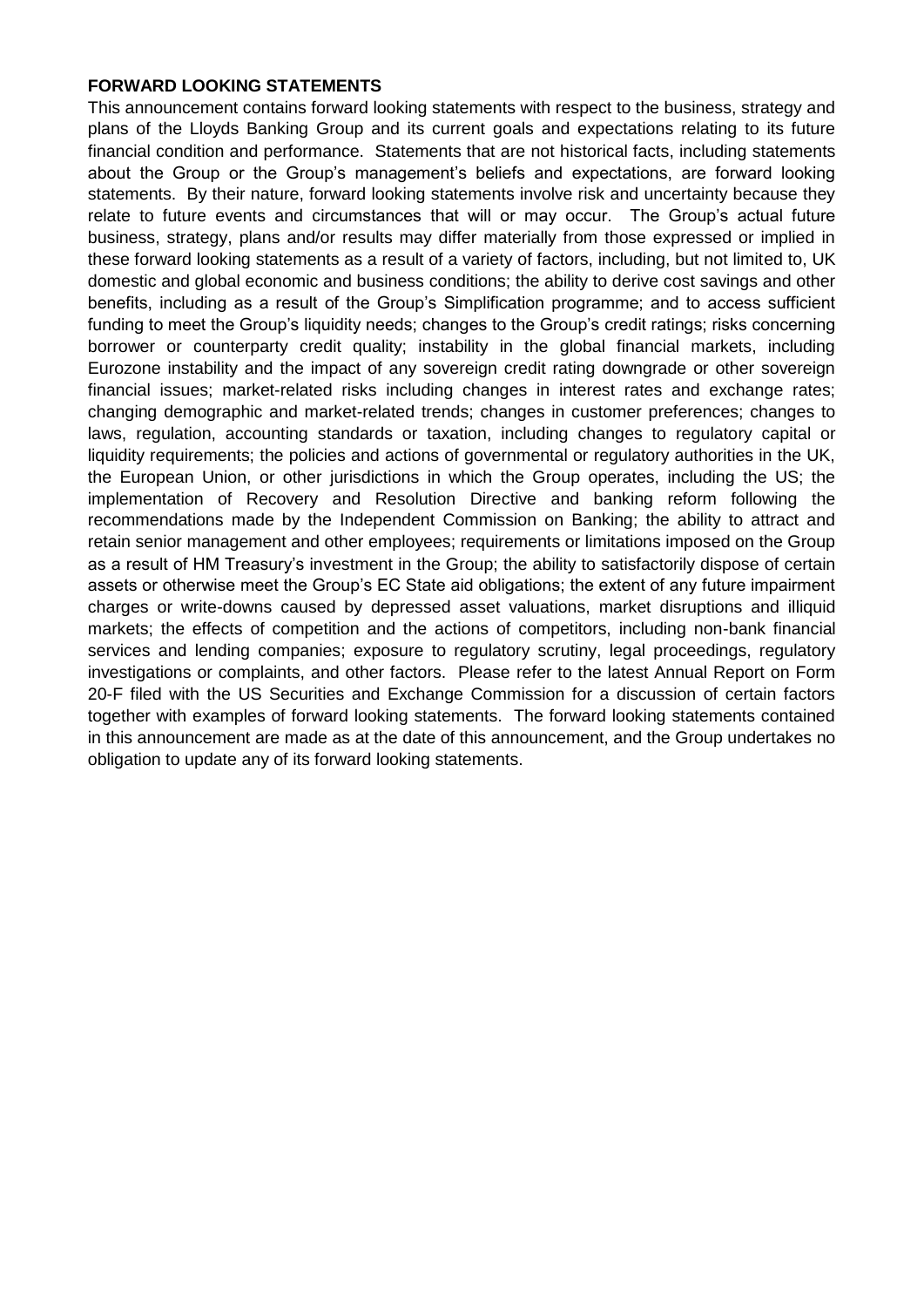**FORWARD LOOKING STATEMENTS**

This announcement contains forward looking statements with respect to the business, strategy and plans of the Lloyds Banking Group and its current goals and expectations relating to its future financial condition and performance. Statements that are not historical facts, including statements about the Group or the Group's management's beliefs and expectations, are forward looking statements. By their nature, forward looking statements involve risk and uncertainty because they relate to future events and circumstances that will or may occur. The Group's actual future business, strategy, plans and/or results may differ materially from those expressed or implied in these forward looking statements as a result of a variety of factors, including, but not limited to, UK domestic and global economic and business conditions; the ability to derive cost savings and other benefits, including as a result of the Group's Simplification programme; and to access sufficient funding to meet the Group's liquidity needs; changes to the Group's credit ratings; risks concerning borrower or counterparty credit quality; instability in the global financial markets, including Eurozone instability and the impact of any sovereign credit rating downgrade or other sovereign financial issues; market-related risks including changes in interest rates and exchange rates; changing demographic and market-related trends; changes in customer preferences; changes to laws, regulation, accounting standards or taxation, including changes to regulatory capital or liquidity requirements; the policies and actions of governmental or regulatory authorities in the UK, the European Union, or other jurisdictions in which the Group operates, including the US; the implementation of Recovery and Resolution Directive and banking reform following the recommendations made by the Independent Commission on Banking; the ability to attract and retain senior management and other employees; requirements or limitations imposed on the Group as a result of HM Treasury's investment in the Group; the ability to satisfactorily dispose of certain assets or otherwise meet the Group's EC State aid obligations; the extent of any future impairment charges or write-downs caused by depressed asset valuations, market disruptions and illiquid markets; the effects of competition and the actions of competitors, including non-bank financial services and lending companies; exposure to regulatory scrutiny, legal proceedings, regulatory investigations or complaints, and other factors. Please refer to the latest Annual Report on Form 20-F filed with the US Securities and Exchange Commission for a discussion of certain factors together with examples of forward looking statements. The forward looking statements contained in this announcement are made as at the date of this announcement, and the Group undertakes no obligation to update any of its forward looking statements.